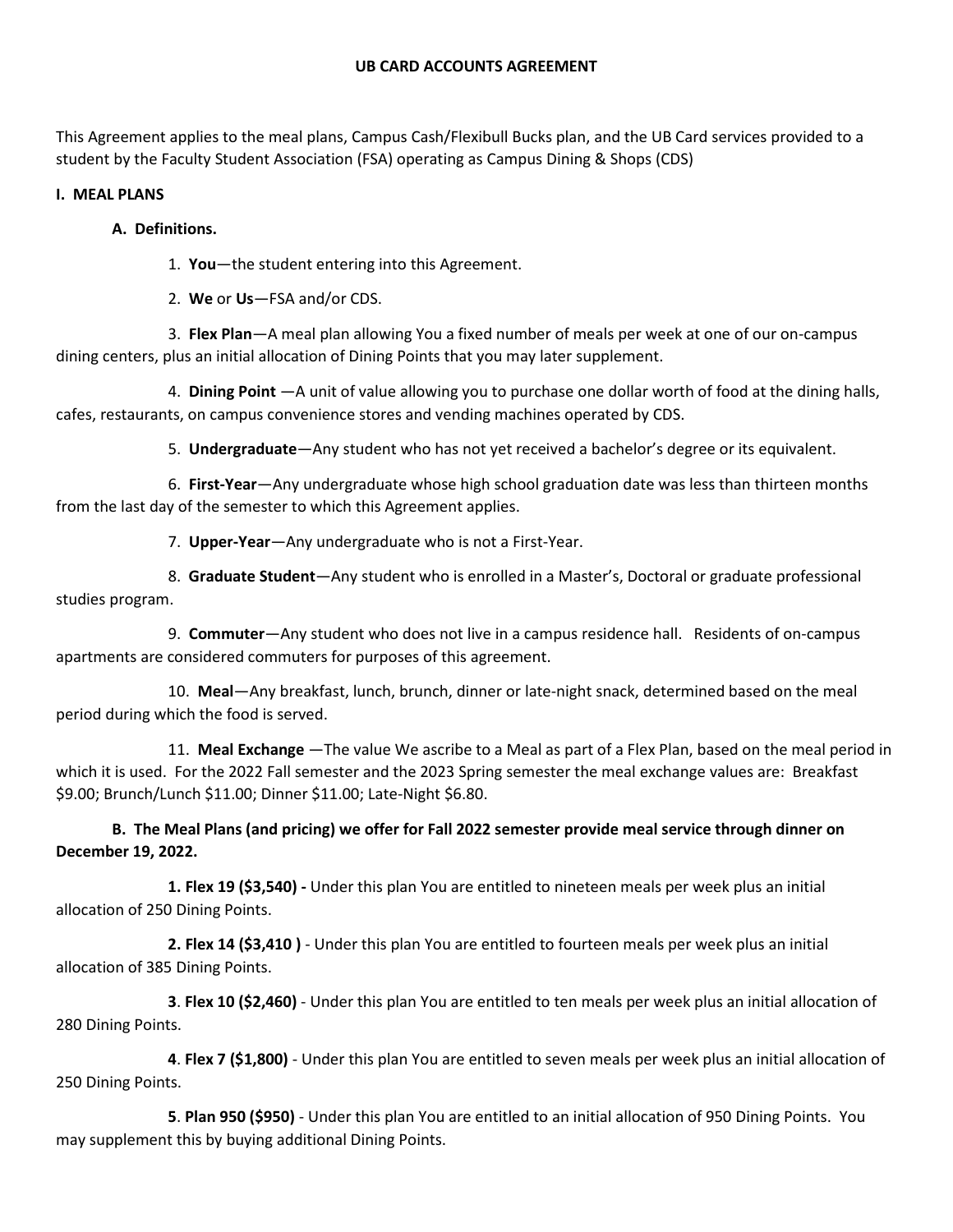# UB CARD ACCOUNTS AGREEMENT

This Agreement applies to the meal plans, Campus Cash/Flexibull Bucks plan, and the UB Card services provided to a student by the Faculty Student Association (FSA) operating as Campus Dining & Shops (CDS)

## I. MEAL PLANS

### A. Definitions.

1. **You**—the student entering into this Agreement.

2. **We** or **Us**—FSA and/or CDS.

3. **Flex Plan**—A meal plan allowing You a fixed number of meals per week at one of our on-campus dining centers, plus an initial allocation of Dining Points that you may later supplement.

4. **Dining Point** —A unit of value allowing you to purchase one dollar worth of food at the dining halls, cafes, restaurants, on campus convenience stores and vending machines operated by CDS.

5. **Undergraduate**—Any student who has not yet received a bachelor's degree or its equivalent.

6. **First-Year**—Any undergraduate whose high school graduation date was less than thirteen months from the last day of the semester to which this Agreement applies.

7. **Upper-Year**—Any undergraduate who is not a First-Year.

8. **Graduate Student**—Any student who is enrolled in a Master's, Doctoral or graduate professional studies program.

9. **Commuter**—Any student who does not live in a campus residence hall. Residents of on-campus apartments are considered commuters for purposes of this agreement.

10. **Meal**—Any breakfast, lunch, brunch, dinner or late-night snack, determined based on the meal period during which the food is served.

11. **Meal Exchange** —The value We ascribe to a Meal as part of a Flex Plan, based on the meal period in which it is used. For the 2022 Fall semester and the 2023 Spring semester the meal exchange values are: Breakfast $9.00; Brunch/Lunch $11.00; Dinner $11.00; Late-Night $6.80.

### B. The Meal Plans (and pricing) we offer for Fall 2022 semester provide meal service through dinner on December 19, 2022.

**1. Flex 19 ($3,540) -** Under this plan You are entitled to nineteen meals per week plus an initial allocation of 250 Dining Points.

**2. Flex 14 ($3,410 )** - Under this plan You are entitled to fourteen meals per week plus an initial allocation of 385 Dining Points.

**3**. **Flex 10 ($2,460)** - Under this plan You are entitled to ten meals per week plus an initial allocation of 280 Dining Points.

**4**. **Flex 7 ($1,800)** - Under this plan You are entitled to seven meals per week plus an initial allocation of 250 Dining Points.

**5**. **Plan 950 ($950)** - Under this plan You are entitled to an initial allocation of 950 Dining Points. You may supplement this by buying additional Dining Points.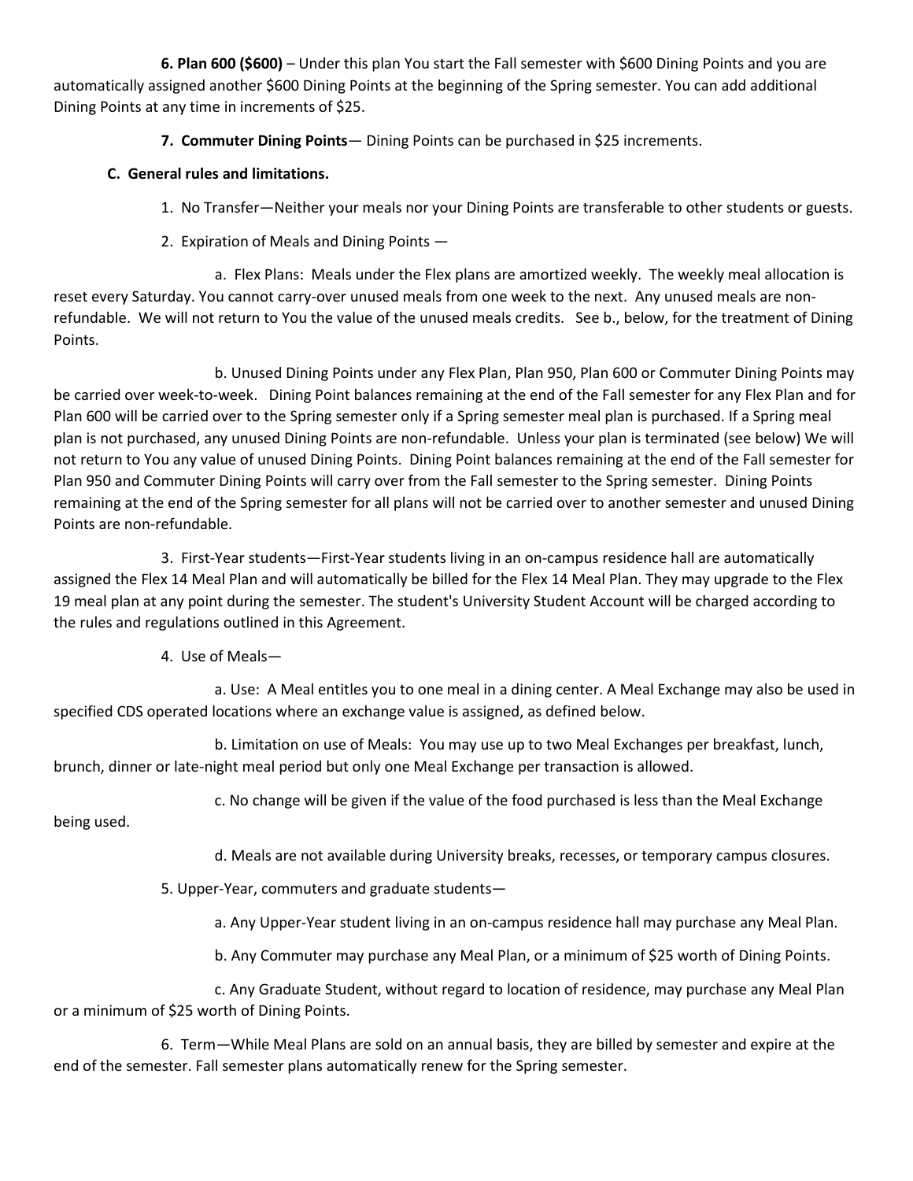**6. Plan 600 ($600)** – Under this plan You start the Fall semester with $600 Dining Points and you are automatically assigned another $600 Dining Points at the beginning of the Spring semester. You can add additional Dining Points at any time in increments of $25.

**7. Commuter Dining Points**— Dining Points can be purchased in $25 increments.

**C. General rules and limitations.**

1. No Transfer—Neither your meals nor your Dining Points are transferable to other students or guests.

2. Expiration of Meals and Dining Points —

a. Flex Plans: Meals under the Flex plans are amortized weekly. The weekly meal allocation is reset every Saturday. You cannot carry-over unused meals from one week to the next. Any unused meals are non-refundable. We will not return to You the value of the unused meals credits. See b., below, for the treatment of Dining Points.

b. Unused Dining Points under any Flex Plan, Plan 950, Plan 600 or Commuter Dining Points may be carried over week-to-week. Dining Point balances remaining at the end of the Fall semester for any Flex Plan and for Plan 600 will be carried over to the Spring semester only if a Spring semester meal plan is purchased. If a Spring meal plan is not purchased, any unused Dining Points are non-refundable. Unless your plan is terminated (see below) We will not return to You any value of unused Dining Points. Dining Point balances remaining at the end of the Fall semester for Plan 950 and Commuter Dining Points will carry over from the Fall semester to the Spring semester. Dining Points remaining at the end of the Spring semester for all plans will not be carried over to another semester and unused Dining Points are non-refundable.

3. First-Year students—First-Year students living in an on-campus residence hall are automatically assigned the Flex 14 Meal Plan and will automatically be billed for the Flex 14 Meal Plan. They may upgrade to the Flex 19 meal plan at any point during the semester. The student's University Student Account will be charged according to the rules and regulations outlined in this Agreement.

4. Use of Meals—

a. Use: A Meal entitles you to one meal in a dining center. A Meal Exchange may also be used in specified CDS operated locations where an exchange value is assigned, as defined below.

b. Limitation on use of Meals: You may use up to two Meal Exchanges per breakfast, lunch, brunch, dinner or late-night meal period but only one Meal Exchange per transaction is allowed.

c. No change will be given if the value of the food purchased is less than the Meal Exchange being used.

d. Meals are not available during University breaks, recesses, or temporary campus closures.

5. Upper-Year, commuters and graduate students—

a. Any Upper-Year student living in an on-campus residence hall may purchase any Meal Plan.

b. Any Commuter may purchase any Meal Plan, or a minimum of $25 worth of Dining Points.

c. Any Graduate Student, without regard to location of residence, may purchase any Meal Plan or a minimum of $25 worth of Dining Points.

6. Term—While Meal Plans are sold on an annual basis, they are billed by semester and expire at the end of the semester. Fall semester plans automatically renew for the Spring semester.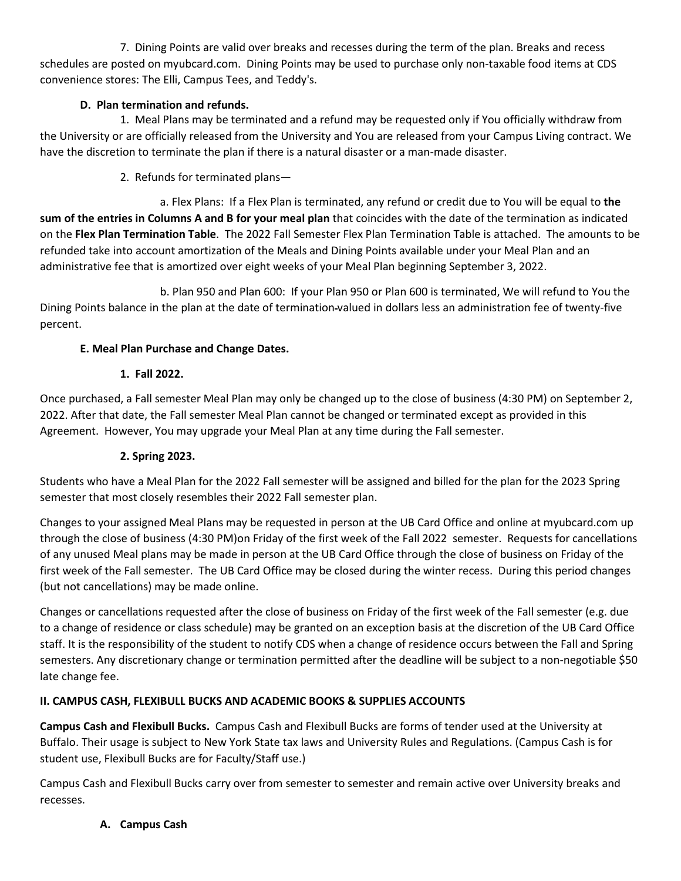7. Dining Points are valid over breaks and recesses during the term of the plan. Breaks and recess schedules are posted on myubcard.com. Dining Points may be used to purchase only non-taxable food items at CDS convenience stores: The Elli, Campus Tees, and Teddy's.

**D. Plan termination and refunds.**

1. Meal Plans may be terminated and a refund may be requested only if You officially withdraw from the University or are officially released from the University and You are released from your Campus Living contract. We have the discretion to terminate the plan if there is a natural disaster or a man-made disaster.

2. Refunds for terminated plans—

a. Flex Plans: If a Flex Plan is terminated, any refund or credit due to You will be equal to **the sum of the entries in Columns A and B for your meal plan** that coincides with the date of the termination as indicated on the **Flex Plan Termination Table**. The 2022 Fall Semester Flex Plan Termination Table is attached. The amounts to be refunded take into account amortization of the Meals and Dining Points available under your Meal Plan and an administrative fee that is amortized over eight weeks of your Meal Plan beginning September 3, 2022.

b. Plan 950 and Plan 600: If your Plan 950 or Plan 600 is terminated, We will refund to You the Dining Points balance in the plan at the date of termination valued in dollars less an administration fee of twenty-five percent.

**E. Meal Plan Purchase and Change Dates.**

**1. Fall 2022.**

Once purchased, a Fall semester Meal Plan may only be changed up to the close of business (4:30 PM) on September 2, 2022. After that date, the Fall semester Meal Plan cannot be changed or terminated except as provided in this Agreement. However, You may upgrade your Meal Plan at any time during the Fall semester.

**2. Spring 2023.**

Students who have a Meal Plan for the 2022 Fall semester will be assigned and billed for the plan for the 2023 Spring semester that most closely resembles their 2022 Fall semester plan.

Changes to your assigned Meal Plans may be requested in person at the UB Card Office and online at myubcard.com up through the close of business (4:30 PM)on Friday of the first week of the Fall 2022 semester. Requests for cancellations of any unused Meal plans may be made in person at the UB Card Office through the close of business on Friday of the first week of the Fall semester. The UB Card Office may be closed during the winter recess. During this period changes (but not cancellations) may be made online.

Changes or cancellations requested after the close of business on Friday of the first week of the Fall semester (e.g. due to a change of residence or class schedule) may be granted on an exception basis at the discretion of the UB Card Office staff. It is the responsibility of the student to notify CDS when a change of residence occurs between the Fall and Spring semesters. Any discretionary change or termination permitted after the deadline will be subject to a non-negotiable $50 late change fee.

## II. CAMPUS CASH, FLEXIBULL BUCKS AND ACADEMIC BOOKS & SUPPLIES ACCOUNTS

**Campus Cash and Flexibull Bucks.** Campus Cash and Flexibull Bucks are forms of tender used at the University at Buffalo. Their usage is subject to New York State tax laws and University Rules and Regulations. (Campus Cash is for student use, Flexibull Bucks are for Faculty/Staff use.)

Campus Cash and Flexibull Bucks carry over from semester to semester and remain active over University breaks and recesses.

**A. Campus Cash**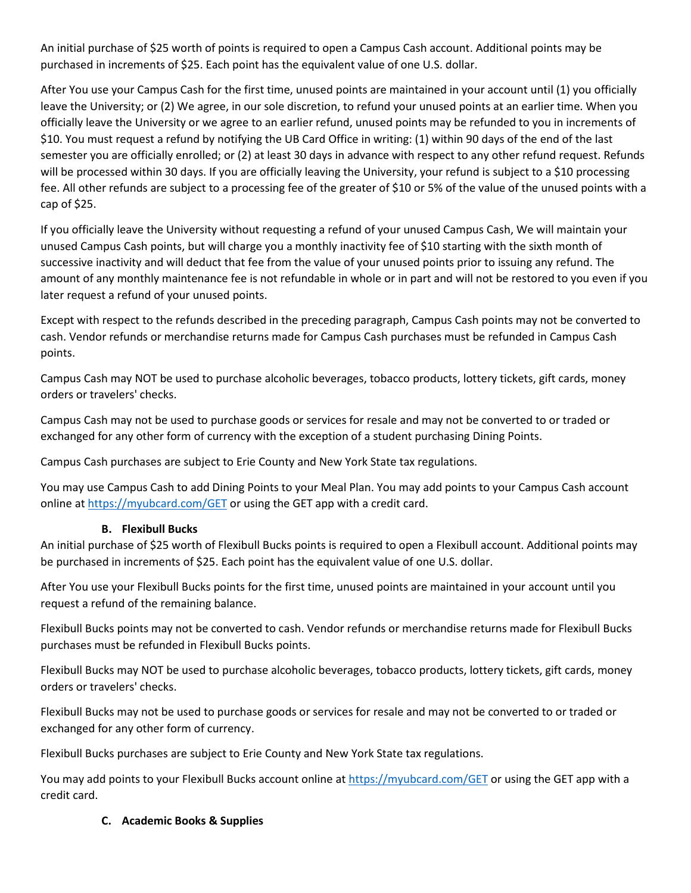An initial purchase of $25 worth of points is required to open a Campus Cash account. Additional points may be purchased in increments of $25. Each point has the equivalent value of one U.S. dollar.

After You use your Campus Cash for the first time, unused points are maintained in your account until (1) you officially leave the University; or (2) We agree, in our sole discretion, to refund your unused points at an earlier time. When you officially leave the University or we agree to an earlier refund, unused points may be refunded to you in increments of $10. You must request a refund by notifying the UB Card Office in writing: (1) within 90 days of the end of the last semester you are officially enrolled; or (2) at least 30 days in advance with respect to any other refund request. Refunds will be processed within 30 days. If you are officially leaving the University, your refund is subject to a $10 processing fee. All other refunds are subject to a processing fee of the greater of $10 or 5% of the value of the unused points with a cap of $25.

If you officially leave the University without requesting a refund of your unused Campus Cash, We will maintain your unused Campus Cash points, but will charge you a monthly inactivity fee of $10 starting with the sixth month of successive inactivity and will deduct that fee from the value of your unused points prior to issuing any refund. The amount of any monthly maintenance fee is not refundable in whole or in part and will not be restored to you even if you later request a refund of your unused points.

Except with respect to the refunds described in the preceding paragraph, Campus Cash points may not be converted to cash. Vendor refunds or merchandise returns made for Campus Cash purchases must be refunded in Campus Cash points.

Campus Cash may NOT be used to purchase alcoholic beverages, tobacco products, lottery tickets, gift cards, money orders or travelers' checks.

Campus Cash may not be used to purchase goods or services for resale and may not be converted to or traded or exchanged for any other form of currency with the exception of a student purchasing Dining Points.

Campus Cash purchases are subject to Erie County and New York State tax regulations.

You may use Campus Cash to add Dining Points to your Meal Plan. You may add points to your Campus Cash account online at https://myubcard.com/GET or using the GET app with a credit card.

### B. Flexibull Bucks

An initial purchase of $25 worth of Flexibull Bucks points is required to open a Flexibull account. Additional points may be purchased in increments of $25. Each point has the equivalent value of one U.S. dollar.

After You use your Flexibull Bucks points for the first time, unused points are maintained in your account until you request a refund of the remaining balance.

Flexibull Bucks points may not be converted to cash. Vendor refunds or merchandise returns made for Flexibull Bucks purchases must be refunded in Flexibull Bucks points.

Flexibull Bucks may NOT be used to purchase alcoholic beverages, tobacco products, lottery tickets, gift cards, money orders or travelers' checks.

Flexibull Bucks may not be used to purchase goods or services for resale and may not be converted to or traded or exchanged for any other form of currency.

Flexibull Bucks purchases are subject to Erie County and New York State tax regulations.

You may add points to your Flexibull Bucks account online at https://myubcard.com/GET or using the GET app with a credit card.

### C. Academic Books & Supplies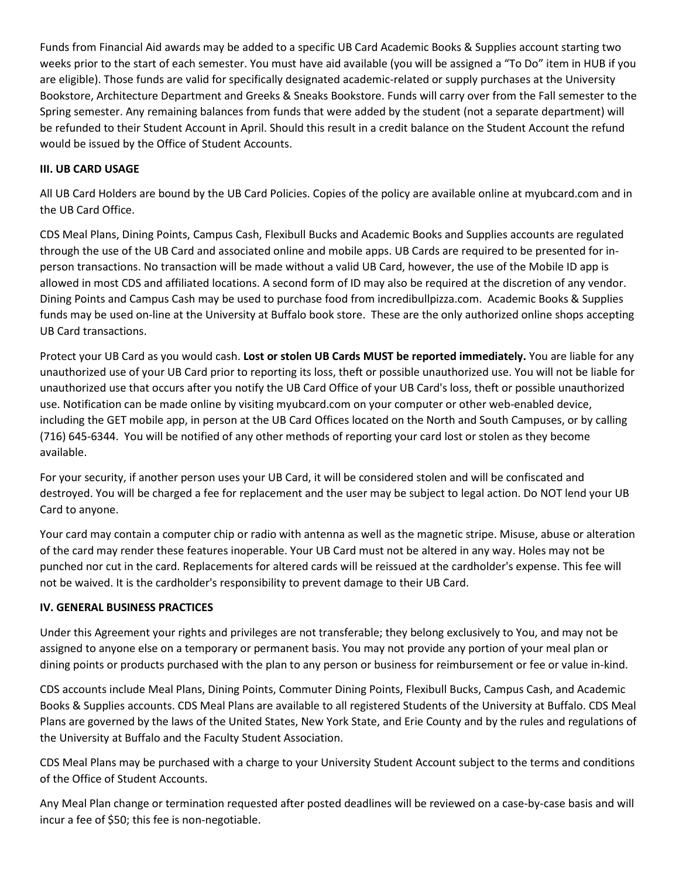Funds from Financial Aid awards may be added to a specific UB Card Academic Books & Supplies account starting two weeks prior to the start of each semester. You must have aid available (you will be assigned a "To Do" item in HUB if you are eligible). Those funds are valid for specifically designated academic-related or supply purchases at the University Bookstore, Architecture Department and Greeks & Sneaks Bookstore. Funds will carry over from the Fall semester to the Spring semester. Any remaining balances from funds that were added by the student (not a separate department) will be refunded to their Student Account in April. Should this result in a credit balance on the Student Account the refund would be issued by the Office of Student Accounts.

**III. UB CARD USAGE**

All UB Card Holders are bound by the UB Card Policies. Copies of the policy are available online at myubcard.com and in the UB Card Office.

CDS Meal Plans, Dining Points, Campus Cash, Flexibull Bucks and Academic Books and Supplies accounts are regulated through the use of the UB Card and associated online and mobile apps. UB Cards are required to be presented for in-person transactions. No transaction will be made without a valid UB Card, however, the use of the Mobile ID app is allowed in most CDS and affiliated locations. A second form of ID may also be required at the discretion of any vendor. Dining Points and Campus Cash may be used to purchase food from incredibullpizza.com. Academic Books & Supplies funds may be used on-line at the University at Buffalo book store. These are the only authorized online shops accepting UB Card transactions.

Protect your UB Card as you would cash. **Lost or stolen UB Cards MUST be reported immediately.** You are liable for any unauthorized use of your UB Card prior to reporting its loss, theft or possible unauthorized use. You will not be liable for unauthorized use that occurs after you notify the UB Card Office of your UB Card's loss, theft or possible unauthorized use. Notification can be made online by visiting myubcard.com on your computer or other web-enabled device, including the GET mobile app, in person at the UB Card Offices located on the North and South Campuses, or by calling (716) 645-6344. You will be notified of any other methods of reporting your card lost or stolen as they become available.

For your security, if another person uses your UB Card, it will be considered stolen and will be confiscated and destroyed. You will be charged a fee for replacement and the user may be subject to legal action. Do NOT lend your UB Card to anyone.

Your card may contain a computer chip or radio with antenna as well as the magnetic stripe. Misuse, abuse or alteration of the card may render these features inoperable. Your UB Card must not be altered in any way. Holes may not be punched nor cut in the card. Replacements for altered cards will be reissued at the cardholder's expense. This fee will not be waived. It is the cardholder's responsibility to prevent damage to their UB Card.

**IV. GENERAL BUSINESS PRACTICES**

Under this Agreement your rights and privileges are not transferable; they belong exclusively to You, and may not be assigned to anyone else on a temporary or permanent basis. You may not provide any portion of your meal plan or dining points or products purchased with the plan to any person or business for reimbursement or fee or value in-kind.

CDS accounts include Meal Plans, Dining Points, Commuter Dining Points, Flexibull Bucks, Campus Cash, and Academic Books & Supplies accounts. CDS Meal Plans are available to all registered Students of the University at Buffalo. CDS Meal Plans are governed by the laws of the United States, New York State, and Erie County and by the rules and regulations of the University at Buffalo and the Faculty Student Association.

CDS Meal Plans may be purchased with a charge to your University Student Account subject to the terms and conditions of the Office of Student Accounts.

Any Meal Plan change or termination requested after posted deadlines will be reviewed on a case-by-case basis and will incur a fee of $50; this fee is non-negotiable.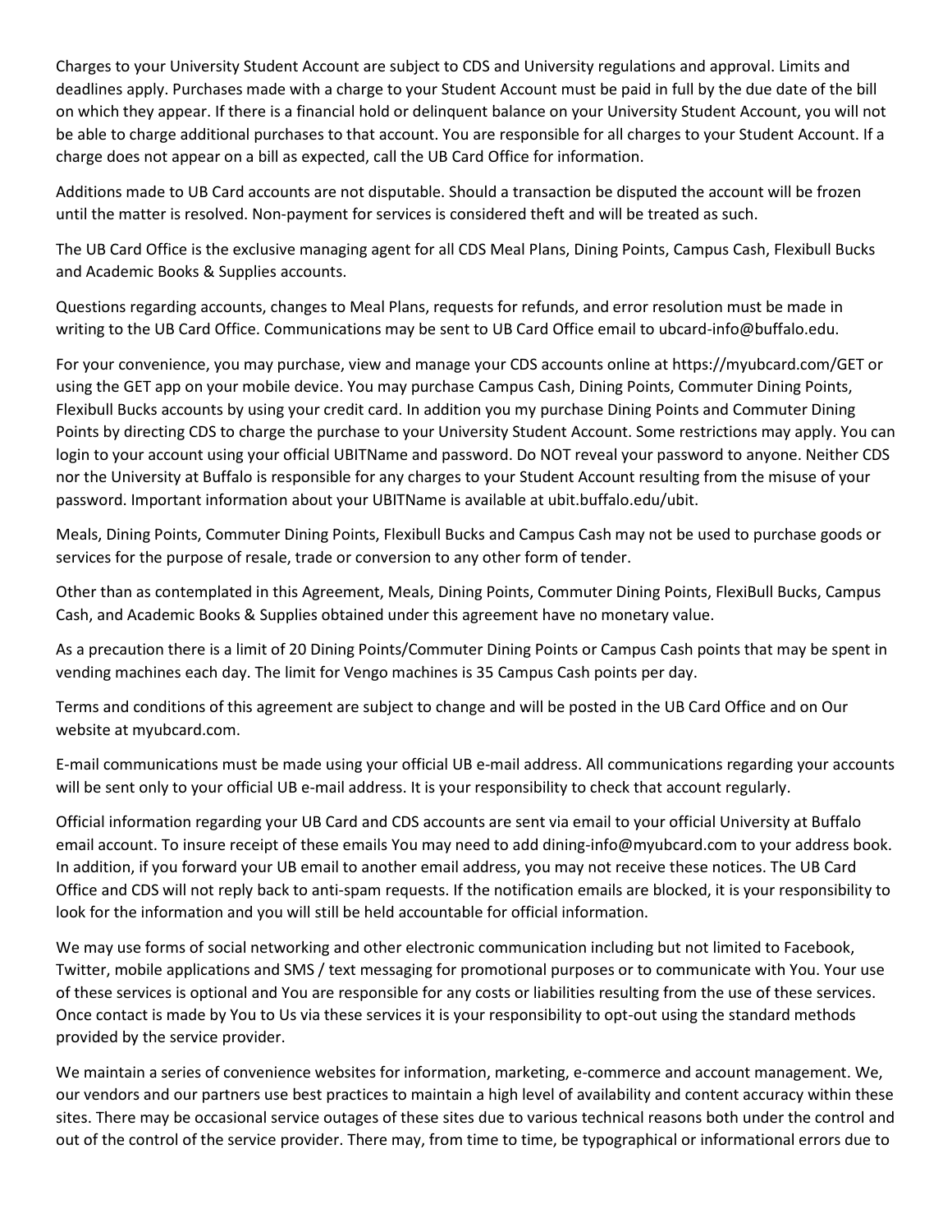Charges to your University Student Account are subject to CDS and University regulations and approval. Limits and deadlines apply. Purchases made with a charge to your Student Account must be paid in full by the due date of the bill on which they appear. If there is a financial hold or delinquent balance on your University Student Account, you will not be able to charge additional purchases to that account. You are responsible for all charges to your Student Account. If a charge does not appear on a bill as expected, call the UB Card Office for information.

Additions made to UB Card accounts are not disputable. Should a transaction be disputed the account will be frozen until the matter is resolved. Non-payment for services is considered theft and will be treated as such.

The UB Card Office is the exclusive managing agent for all CDS Meal Plans, Dining Points, Campus Cash, Flexibull Bucks and Academic Books & Supplies accounts.

Questions regarding accounts, changes to Meal Plans, requests for refunds, and error resolution must be made in writing to the UB Card Office. Communications may be sent to UB Card Office email to ubcard-info@buffalo.edu.

For your convenience, you may purchase, view and manage your CDS accounts online at https://myubcard.com/GET or using the GET app on your mobile device. You may purchase Campus Cash, Dining Points, Commuter Dining Points, Flexibull Bucks accounts by using your credit card. In addition you my purchase Dining Points and Commuter Dining Points by directing CDS to charge the purchase to your University Student Account. Some restrictions may apply. You can login to your account using your official UBITName and password. Do NOT reveal your password to anyone. Neither CDS nor the University at Buffalo is responsible for any charges to your Student Account resulting from the misuse of your password. Important information about your UBITName is available at ubit.buffalo.edu/ubit.

Meals, Dining Points, Commuter Dining Points, Flexibull Bucks and Campus Cash may not be used to purchase goods or services for the purpose of resale, trade or conversion to any other form of tender.

Other than as contemplated in this Agreement, Meals, Dining Points, Commuter Dining Points, FlexiBull Bucks, Campus Cash, and Academic Books & Supplies obtained under this agreement have no monetary value.

As a precaution there is a limit of 20 Dining Points/Commuter Dining Points or Campus Cash points that may be spent in vending machines each day. The limit for Vengo machines is 35 Campus Cash points per day.

Terms and conditions of this agreement are subject to change and will be posted in the UB Card Office and on Our website at myubcard.com.

E-mail communications must be made using your official UB e-mail address. All communications regarding your accounts will be sent only to your official UB e-mail address. It is your responsibility to check that account regularly.

Official information regarding your UB Card and CDS accounts are sent via email to your official University at Buffalo email account. To insure receipt of these emails You may need to add dining-info@myubcard.com to your address book. In addition, if you forward your UB email to another email address, you may not receive these notices. The UB Card Office and CDS will not reply back to anti-spam requests. If the notification emails are blocked, it is your responsibility to look for the information and you will still be held accountable for official information.

We may use forms of social networking and other electronic communication including but not limited to Facebook, Twitter, mobile applications and SMS / text messaging for promotional purposes or to communicate with You. Your use of these services is optional and You are responsible for any costs or liabilities resulting from the use of these services. Once contact is made by You to Us via these services it is your responsibility to opt-out using the standard methods provided by the service provider.

We maintain a series of convenience websites for information, marketing, e-commerce and account management. We, our vendors and our partners use best practices to maintain a high level of availability and content accuracy within these sites. There may be occasional service outages of these sites due to various technical reasons both under the control and out of the control of the service provider. There may, from time to time, be typographical or informational errors due to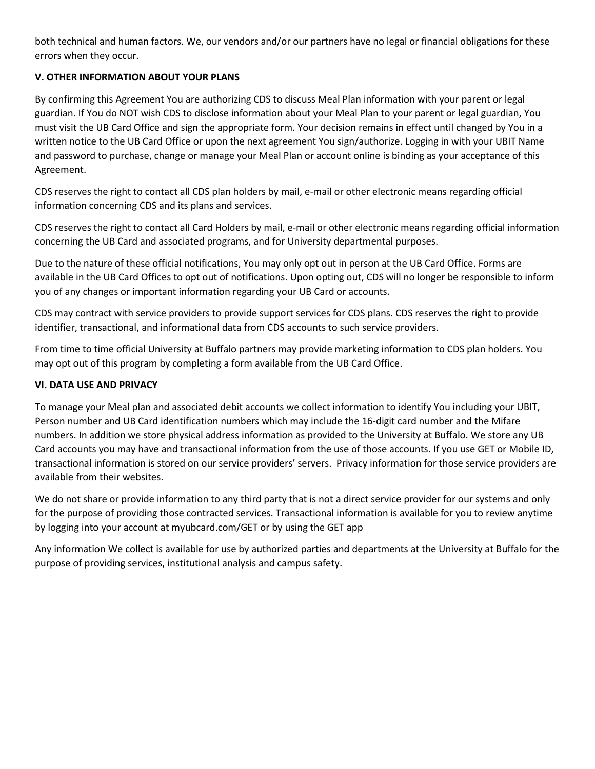both technical and human factors. We, our vendors and/or our partners have no legal or financial obligations for these errors when they occur.

### V. OTHER INFORMATION ABOUT YOUR PLANS

By confirming this Agreement You are authorizing CDS to discuss Meal Plan information with your parent or legal guardian. If You do NOT wish CDS to disclose information about your Meal Plan to your parent or legal guardian, You must visit the UB Card Office and sign the appropriate form. Your decision remains in effect until changed by You in a written notice to the UB Card Office or upon the next agreement You sign/authorize. Logging in with your UBIT Name and password to purchase, change or manage your Meal Plan or account online is binding as your acceptance of this Agreement.

CDS reserves the right to contact all CDS plan holders by mail, e-mail or other electronic means regarding official information concerning CDS and its plans and services.

CDS reserves the right to contact all Card Holders by mail, e-mail or other electronic means regarding official information concerning the UB Card and associated programs, and for University departmental purposes.

Due to the nature of these official notifications, You may only opt out in person at the UB Card Office. Forms are available in the UB Card Offices to opt out of notifications. Upon opting out, CDS will no longer be responsible to inform you of any changes or important information regarding your UB Card or accounts.

CDS may contract with service providers to provide support services for CDS plans. CDS reserves the right to provide identifier, transactional, and informational data from CDS accounts to such service providers.

From time to time official University at Buffalo partners may provide marketing information to CDS plan holders. You may opt out of this program by completing a form available from the UB Card Office.

### VI. DATA USE AND PRIVACY

To manage your Meal plan and associated debit accounts we collect information to identify You including your UBIT, Person number and UB Card identification numbers which may include the 16-digit card number and the Mifare numbers. In addition we store physical address information as provided to the University at Buffalo. We store any UB Card accounts you may have and transactional information from the use of those accounts. If you use GET or Mobile ID, transactional information is stored on our service providers' servers. Privacy information for those service providers are available from their websites.

We do not share or provide information to any third party that is not a direct service provider for our systems and only for the purpose of providing those contracted services. Transactional information is available for you to review anytime by logging into your account at myubcard.com/GET or by using the GET app

Any information We collect is available for use by authorized parties and departments at the University at Buffalo for the purpose of providing services, institutional analysis and campus safety.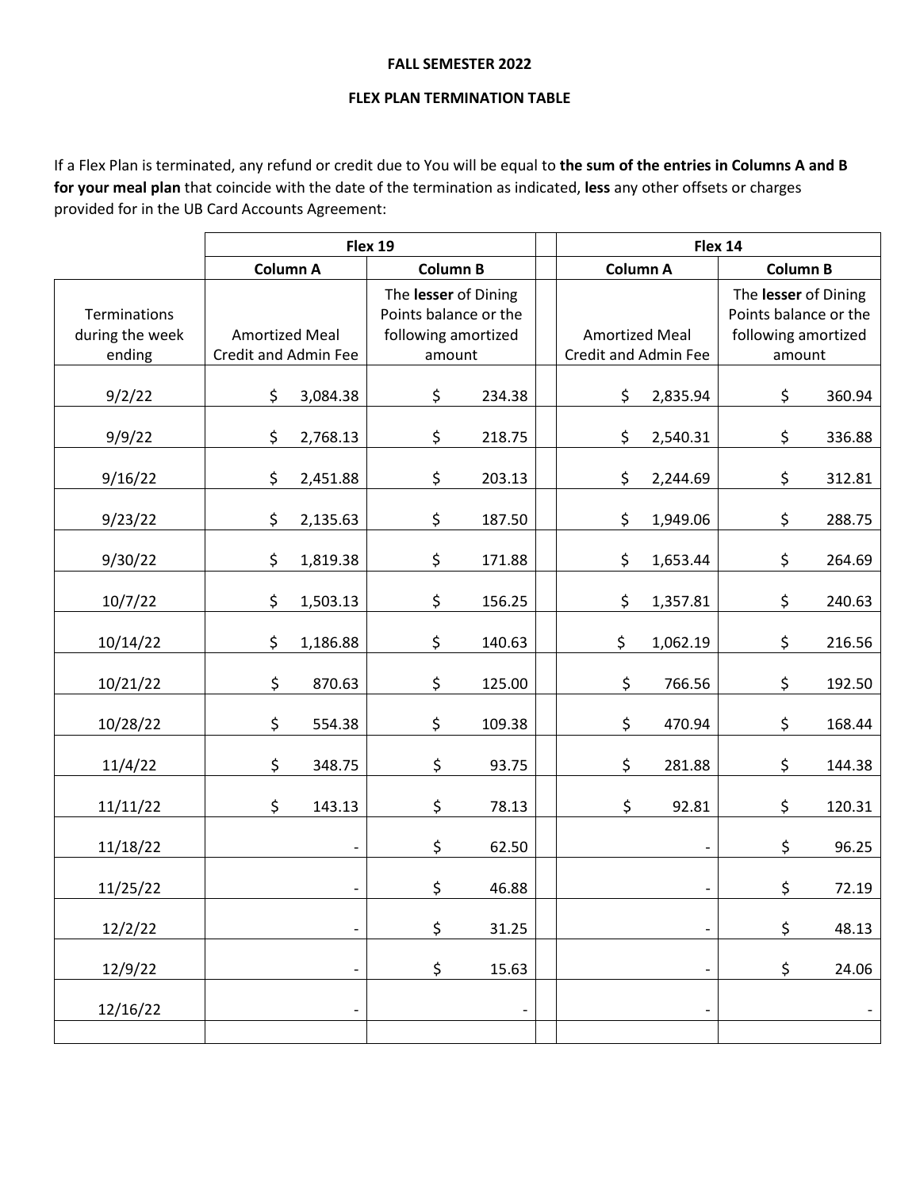**FALL SEMESTER 2022**

**FLEX PLAN TERMINATION TABLE**

If a Flex Plan is terminated, any refund or credit due to You will be equal to **the sum of the entries in Columns A and B for your meal plan** that coincide with the date of the termination as indicated, **less** any other offsets or charges provided for in the UB Card Accounts Agreement:

| | Flex 19 | | Flex 14 | |
|---|---|---|---|---|
| | **Column A** | **Column B** | **Column A** | **Column B** |
| Terminations during the week ending | Amortized Meal Credit and Admin Fee | The **lesser** of Dining Points balance or the following amortized amount | Amortized Meal Credit and Admin Fee | The **lesser** of Dining Points balance or the following amortized amount |
| 9/2/22 | $ 3,084.38 | $ 234.38 | $ 2,835.94 | $ 360.94 |
| 9/9/22 | $ 2,768.13 | $ 218.75 | $ 2,540.31 | $ 336.88 |
| 9/16/22 | $ 2,451.88 | $ 203.13 | $ 2,244.69 | $ 312.81 |
| 9/23/22 | $ 2,135.63 | $ 187.50 | $ 1,949.06 | $ 288.75 |
| 9/30/22 | $ 1,819.38 | $ 171.88 | $ 1,653.44 | $ 264.69 |
| 10/7/22 | $ 1,503.13 | $ 156.25 | $ 1,357.81 | $ 240.63 |
| 10/14/22 | $ 1,186.88 | $ 140.63 | $ 1,062.19 | $ 216.56 |
| 10/21/22 | $ 870.63 | $ 125.00 | $ 766.56 | $ 192.50 |
| 10/28/22 | $ 554.38 | $ 109.38 | $ 470.94 | $ 168.44 |
| 11/4/22 | $ 348.75 | $ 93.75 | $ 281.88 | $ 144.38 |
| 11/11/22 | $ 143.13 | $ 78.13 | $ 92.81 | $ 120.31 |
| 11/18/22 | - | $ 62.50 | - | $ 96.25 |
| 11/25/22 | - | $ 46.88 | - | $ 72.19 |
| 12/2/22 | - | $ 31.25 | - | $ 48.13 |
| 12/9/22 | - | $ 15.63 | - | $ 24.06 |
| 12/16/22 | - | - | - | - |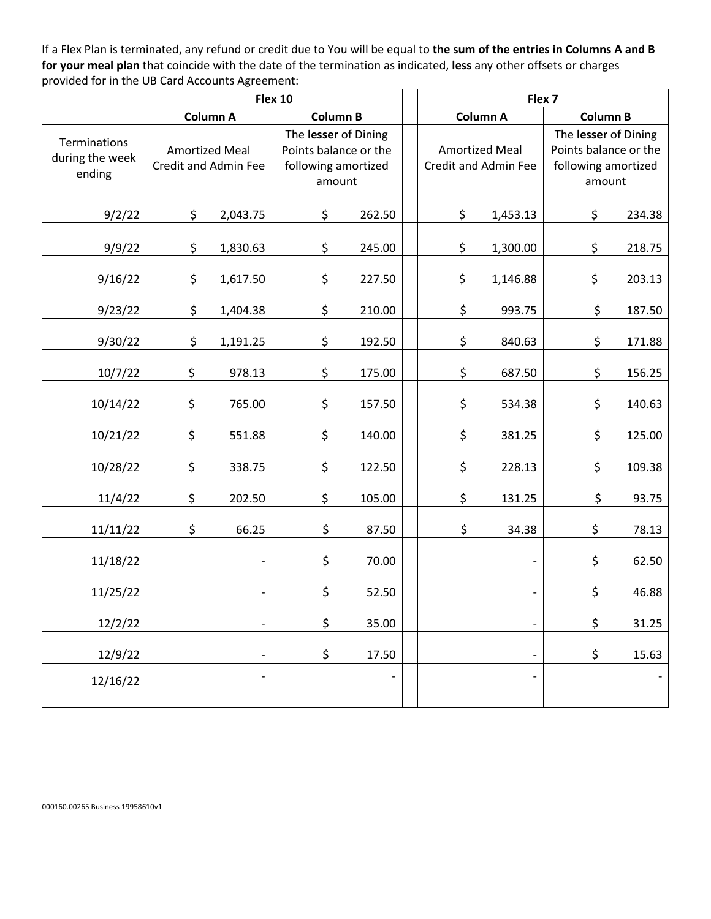If a Flex Plan is terminated, any refund or credit due to You will be equal to **the sum of the entries in Columns A and B for your meal plan** that coincide with the date of the termination as indicated, **less** any other offsets or charges provided for in the UB Card Accounts Agreement:

| | Flex 10 | | | Flex 7 | |
|---|---|---|---|---|---|
| | **Column A** | **Column B** | | **Column A** | **Column B** |
| Terminations during the week ending | Amortized Meal Credit and Admin Fee | The **lesser** of Dining Points balance or the following amortized amount | | Amortized Meal Credit and Admin Fee | The **lesser** of Dining Points balance or the following amortized amount |
| 9/2/22 | $ 2,043.75 | $ 262.50 | | $ 1,453.13 | $ 234.38 |
| 9/9/22 | $ 1,830.63 | $ 245.00 | | $ 1,300.00 | $ 218.75 |
| 9/16/22 | $ 1,617.50 | $ 227.50 | | $ 1,146.88 | $ 203.13 |
| 9/23/22 | $ 1,404.38 | $ 210.00 | | $ 993.75 | $ 187.50 |
| 9/30/22 | $ 1,191.25 | $ 192.50 | | $ 840.63 | $ 171.88 |
| 10/7/22 | $ 978.13 | $ 175.00 | | $ 687.50 | $ 156.25 |
| 10/14/22 | $ 765.00 | $ 157.50 | | $ 534.38 | $ 140.63 |
| 10/21/22 | $ 551.88 | $ 140.00 | | $ 381.25 | $ 125.00 |
| 10/28/22 | $ 338.75 | $ 122.50 | | $ 228.13 | $ 109.38 |
| 11/4/22 | $ 202.50 | $ 105.00 | | $ 131.25 | $ 93.75 |
| 11/11/22 | $ 66.25 | $ 87.50 | | $ 34.38 | $ 78.13 |
| 11/18/22 | - | $ 70.00 | | - | $ 62.50 |
| 11/25/22 | - | $ 52.50 | | - | $ 46.88 |
| 12/2/22 | - | $ 35.00 | | - | $ 31.25 |
| 12/9/22 | - | $ 17.50 | | - | $ 15.63 |
| 12/16/22 | - | - | | - | - |
| | | | | | |

000160.00265 Business 19958610v1